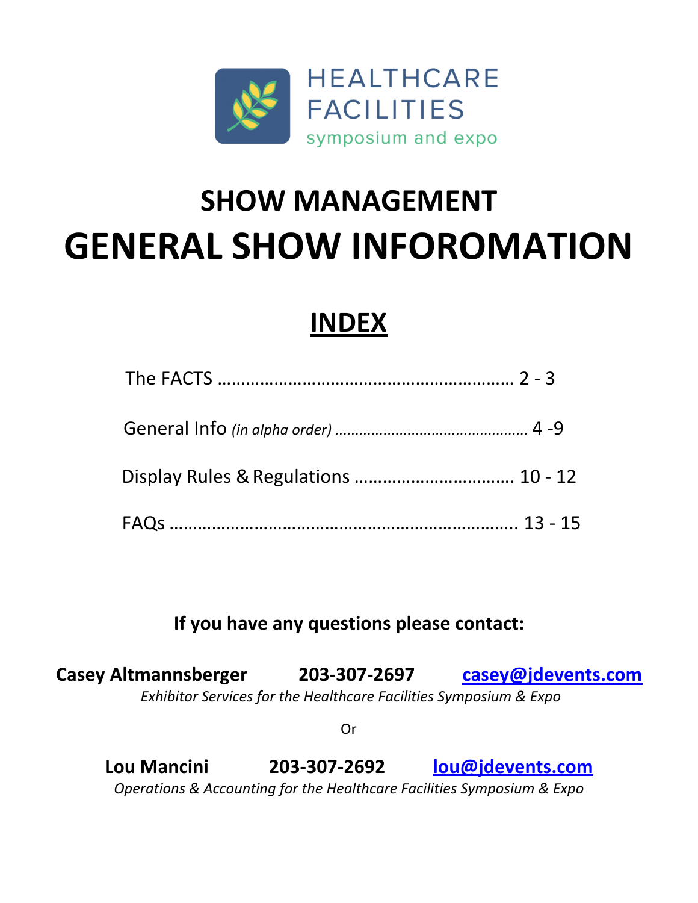HEALTHCARE FACILITIES

symposium and expo

# SHOW MANAGEMENT

# GENERAL SHOW INFOROMATION

## INDEX

The FACTS ……………………………………………………… 2 - 3

General Info *(in alpha order)* ………………………………………… 4 -9

Display Rules & Regulations ……………………………. 10 - 12

FAQs ………………………………………………………………. 13 - 15

**If you have any questions please contact:**

**Casey Altmannsberger** **203-307-2697** **casey@jdevents.com**

*Exhibitor Services for the Healthcare Facilities Symposium & Expo*

Or

**Lou Mancini** **203-307-2692** **lou@jdevents.com**

*Operations & Accounting for the Healthcare Facilities Symposium & Expo*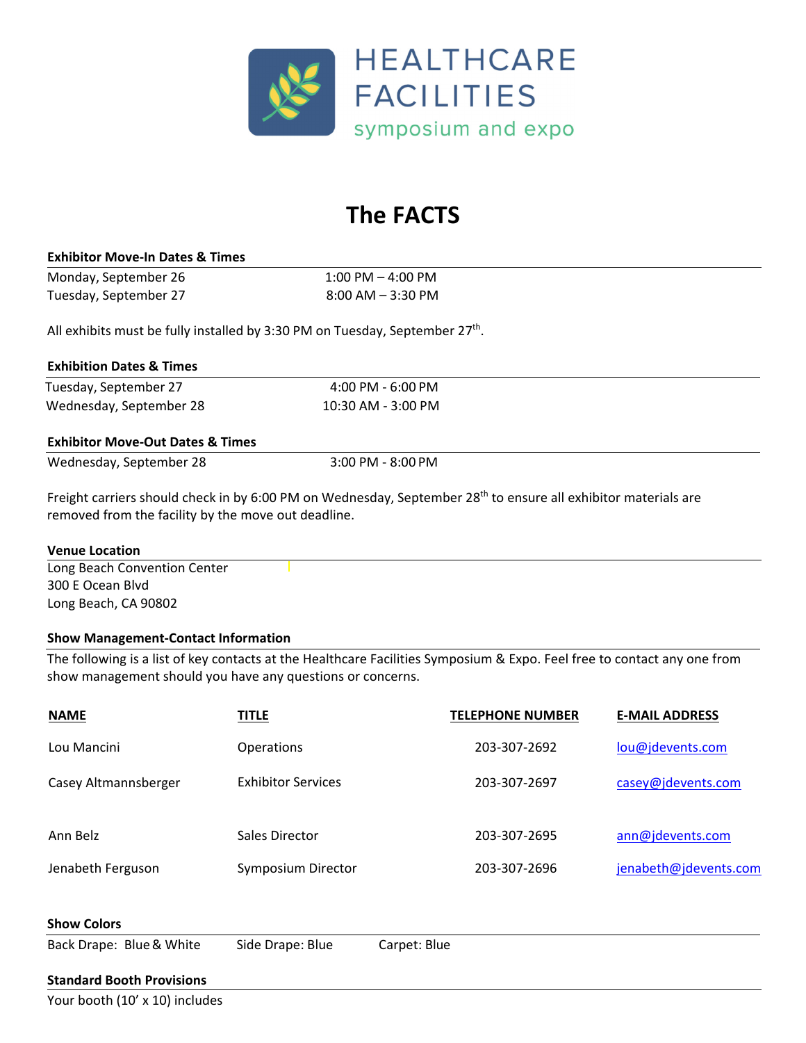HEALTHCARE FACILITIES symposium and expo

# The FACTS

### Exhibitor Move-In Dates & Times

| | |
|---|---|
| Monday, September 26 | 1:00 PM – 4:00 PM |
| Tuesday, September 27 | 8:00 AM – 3:30 PM |

All exhibits must be fully installed by 3:30 PM on Tuesday, September 27th.

### Exhibition Dates & Times

| | |
|---|---|
| Tuesday, September 27 | 4:00 PM - 6:00 PM |
| Wednesday, September 28 | 10:30 AM - 3:00 PM |

### Exhibitor Move-Out Dates & Times

| | |
|---|---|
| Wednesday, September 28 | 3:00 PM - 8:00 PM |

Freight carriers should check in by 6:00 PM on Wednesday, September 28th to ensure all exhibitor materials are removed from the facility by the move out deadline.

### Venue Location

Long Beach Convention Center
300 E Ocean Blvd
Long Beach, CA 90802

### Show Management-Contact Information

The following is a list of key contacts at the Healthcare Facilities Symposium & Expo. Feel free to contact any one from show management should you have any questions or concerns.

| NAME | TITLE | TELEPHONE NUMBER | E-MAIL ADDRESS |
|---|---|---|---|
| Lou Mancini | Operations | 203-307-2692 | lou@jdevents.com |
| Casey Altmannsberger | Exhibitor Services | 203-307-2697 | casey@jdevents.com |
| Ann Belz | Sales Director | 203-307-2695 | ann@jdevents.com |
| Jenabeth Ferguson | Symposium Director | 203-307-2696 | jenabeth@jdevents.com |

### Show Colors

Back Drape: Blue & White Side Drape: Blue Carpet: Blue

### Standard Booth Provisions

Your booth (10' x 10) includes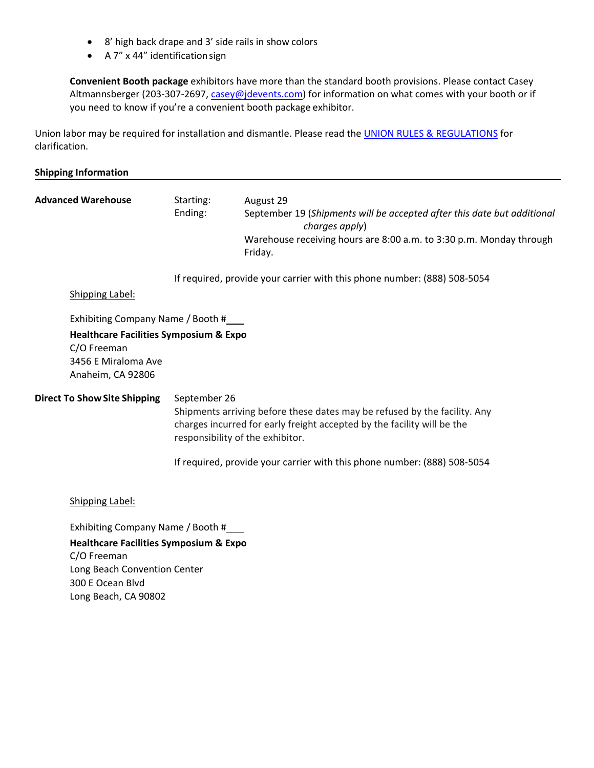- 8' high back drape and 3' side rails in show colors
- A 7" x 44" identification sign

**Convenient Booth package** exhibitors have more than the standard booth provisions. Please contact Casey Altmannsberger (203-307-2697, casey@jdevents.com) for information on what comes with your booth or if you need to know if you're a convenient booth package exhibitor.

Union labor may be required for installation and dismantle. Please read the UNION RULES & REGULATIONS for clarification.

**Shipping Information**

---

**Advanced Warehouse**

Starting: August 29

Ending: September 19 (*Shipments will be accepted after this date but additional charges apply*)

Warehouse receiving hours are 8:00 a.m. to 3:30 p.m. Monday through Friday.

If required, provide your carrier with this phone number: (888) 508-5054

Shipping Label:

Exhibiting Company Name / Booth #\_\_\_

**Healthcare Facilities Symposium & Expo**
C/O Freeman
3456 E Miraloma Ave
Anaheim, CA 92806

**Direct To Show Site Shipping**

September 26
Shipments arriving before these dates may be refused by the facility. Any charges incurred for early freight accepted by the facility will be the responsibility of the exhibitor.

If required, provide your carrier with this phone number: (888) 508-5054

Shipping Label:

Exhibiting Company Name / Booth #\_\_\_

**Healthcare Facilities Symposium & Expo**
C/O Freeman
Long Beach Convention Center
300 E Ocean Blvd
Long Beach, CA 90802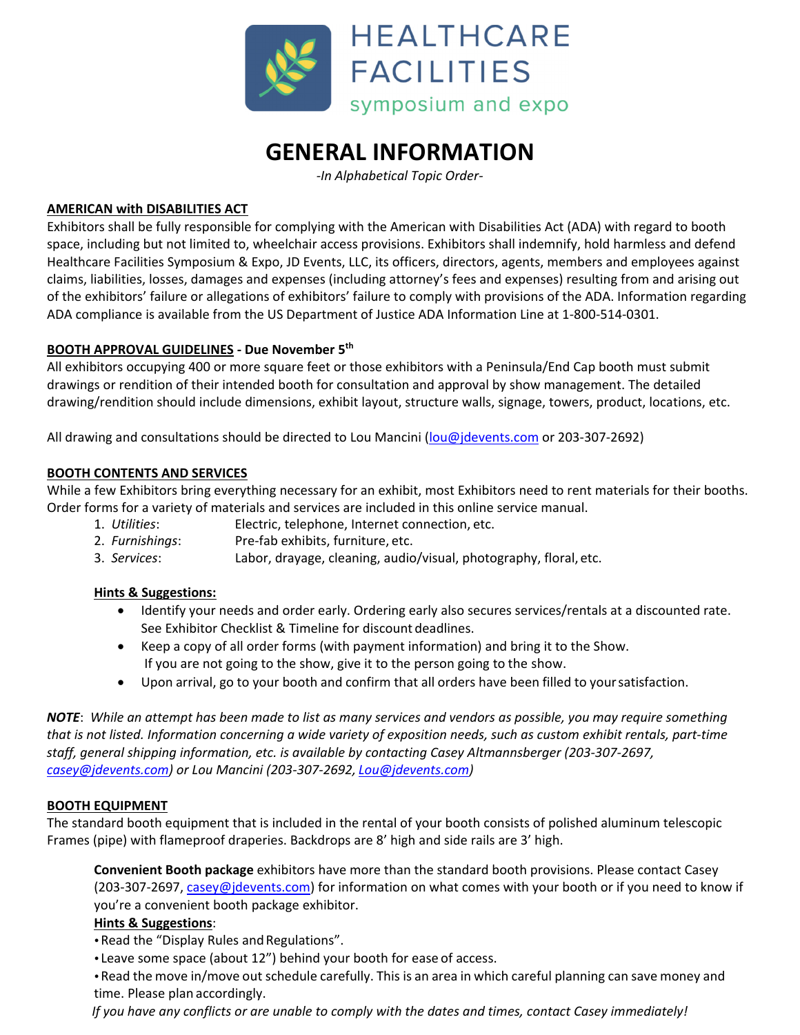HEALTHCARE FACILITIES symposium and expo

# GENERAL INFORMATION

*-In Alphabetical Topic Order-*

**AMERICAN with DISABILITIES ACT**

Exhibitors shall be fully responsible for complying with the American with Disabilities Act (ADA) with regard to booth space, including but not limited to, wheelchair access provisions. Exhibitors shall indemnify, hold harmless and defend Healthcare Facilities Symposium & Expo, JD Events, LLC, its officers, directors, agents, members and employees against claims, liabilities, losses, damages and expenses (including attorney's fees and expenses) resulting from and arising out of the exhibitors' failure or allegations of exhibitors' failure to comply with provisions of the ADA. Information regarding ADA compliance is available from the US Department of Justice ADA Information Line at 1-800-514-0301.

**BOOTH APPROVAL GUIDELINES - Due November 5th**

All exhibitors occupying 400 or more square feet or those exhibitors with a Peninsula/End Cap booth must submit drawings or rendition of their intended booth for consultation and approval by show management. The detailed drawing/rendition should include dimensions, exhibit layout, structure walls, signage, towers, product, locations, etc.

All drawing and consultations should be directed to Lou Mancini (lou@jdevents.com or 203-307-2692)

**BOOTH CONTENTS AND SERVICES**

While a few Exhibitors bring everything necessary for an exhibit, most Exhibitors need to rent materials for their booths. Order forms for a variety of materials and services are included in this online service manual.

1. *Utilities*: Electric, telephone, Internet connection, etc.
2. *Furnishings*: Pre-fab exhibits, furniture, etc.
3. *Services*: Labor, drayage, cleaning, audio/visual, photography, floral, etc.

**Hints & Suggestions:**

- Identify your needs and order early. Ordering early also secures services/rentals at a discounted rate. See Exhibitor Checklist & Timeline for discount deadlines.
- Keep a copy of all order forms (with payment information) and bring it to the Show. If you are not going to the show, give it to the person going to the show.
- Upon arrival, go to your booth and confirm that all orders have been filled to your satisfaction.

***NOTE***: *While an attempt has been made to list as many services and vendors as possible, you may require something that is not listed. Information concerning a wide variety of exposition needs, such as custom exhibit rentals, part-time staff, general shipping information, etc. is available by contacting Casey Altmannsberger (203-307-2697, casey@jdevents.com) or Lou Mancini (203-307-2692, Lou@jdevents.com)*

**BOOTH EQUIPMENT**

The standard booth equipment that is included in the rental of your booth consists of polished aluminum telescopic Frames (pipe) with flameproof draperies. Backdrops are 8' high and side rails are 3' high.

**Convenient Booth package** exhibitors have more than the standard booth provisions. Please contact Casey (203-307-2697, casey@jdevents.com) for information on what comes with your booth or if you need to know if you're a convenient booth package exhibitor.

**Hints & Suggestions**:

- Read the "Display Rules and Regulations".
- Leave some space (about 12") behind your booth for ease of access.
- Read the move in/move out schedule carefully. This is an area in which careful planning can save money and time. Please plan accordingly.

*If you have any conflicts or are unable to comply with the dates and times, contact Casey immediately!*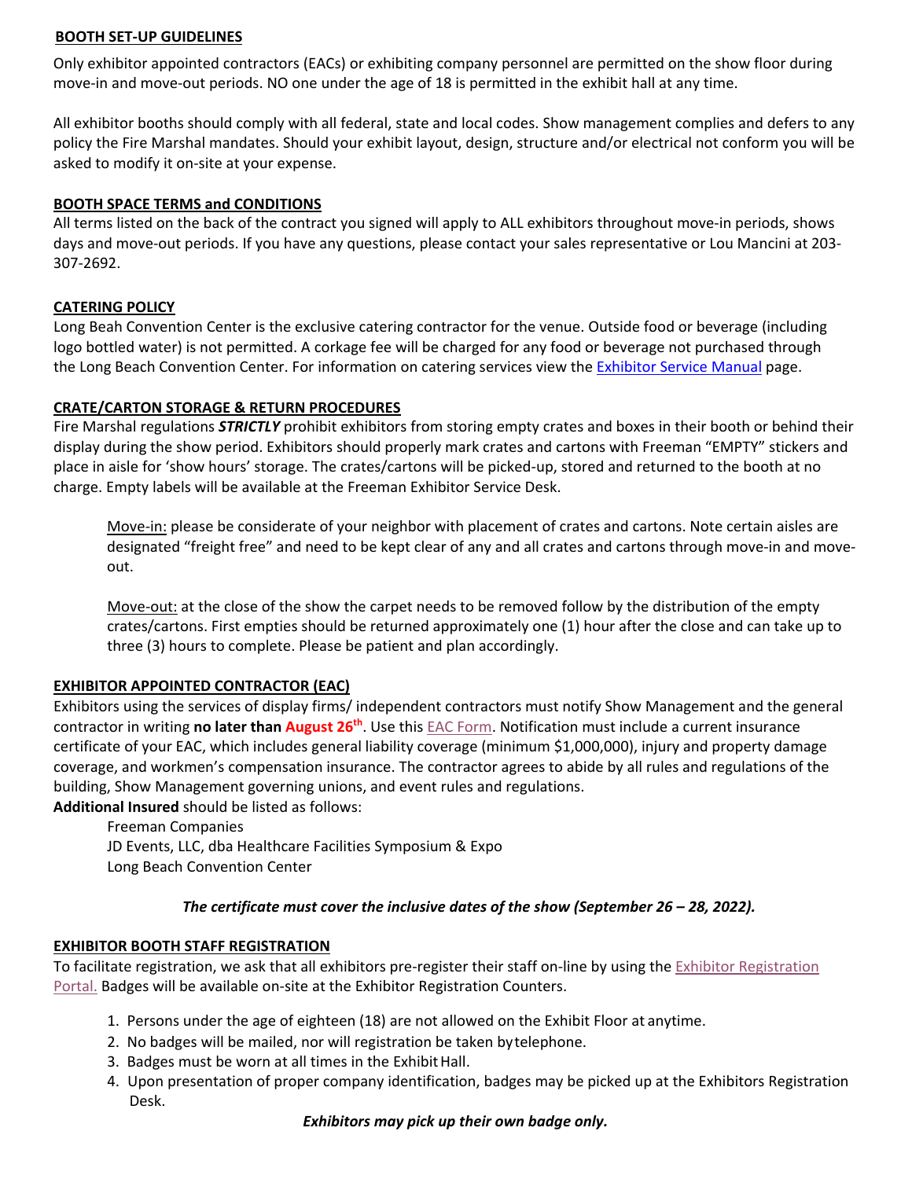## BOOTH SET-UP GUIDELINES

Only exhibitor appointed contractors (EACs) or exhibiting company personnel are permitted on the show floor during move-in and move-out periods. NO one under the age of 18 is permitted in the exhibit hall at any time.

All exhibitor booths should comply with all federal, state and local codes. Show management complies and defers to any policy the Fire Marshal mandates. Should your exhibit layout, design, structure and/or electrical not conform you will be asked to modify it on-site at your expense.

## BOOTH SPACE TERMS and CONDITIONS

All terms listed on the back of the contract you signed will apply to ALL exhibitors throughout move-in periods, shows days and move-out periods. If you have any questions, please contact your sales representative or Lou Mancini at 203-307-2692.

## CATERING POLICY

Long Beah Convention Center is the exclusive catering contractor for the venue. Outside food or beverage (including logo bottled water) is not permitted. A corkage fee will be charged for any food or beverage not purchased through the Long Beach Convention Center. For information on catering services view the Exhibitor Service Manual page.

## CRATE/CARTON STORAGE & RETURN PROCEDURES

Fire Marshal regulations ***STRICTLY*** prohibit exhibitors from storing empty crates and boxes in their booth or behind their display during the show period. Exhibitors should properly mark crates and cartons with Freeman "EMPTY" stickers and place in aisle for 'show hours' storage. The crates/cartons will be picked-up, stored and returned to the booth at no charge. Empty labels will be available at the Freeman Exhibitor Service Desk.

Move-in: please be considerate of your neighbor with placement of crates and cartons. Note certain aisles are designated "freight free" and need to be kept clear of any and all crates and cartons through move-in and move-out.

Move-out: at the close of the show the carpet needs to be removed follow by the distribution of the empty crates/cartons. First empties should be returned approximately one (1) hour after the close and can take up to three (3) hours to complete. Please be patient and plan accordingly.

## EXHIBITOR APPOINTED CONTRACTOR (EAC)

Exhibitors using the services of display firms/ independent contractors must notify Show Management and the general contractor in writing **no later than August 26th**. Use this EAC Form. Notification must include a current insurance certificate of your EAC, which includes general liability coverage (minimum $1,000,000), injury and property damage coverage, and workmen's compensation insurance. The contractor agrees to abide by all rules and regulations of the building, Show Management governing unions, and event rules and regulations.

**Additional Insured** should be listed as follows:

Freeman Companies
JD Events, LLC, dba Healthcare Facilities Symposium & Expo
Long Beach Convention Center

***The certificate must cover the inclusive dates of the show (September 26 – 28, 2022).***

## EXHIBITOR BOOTH STAFF REGISTRATION

To facilitate registration, we ask that all exhibitors pre-register their staff on-line by using the Exhibitor Registration Portal. Badges will be available on-site at the Exhibitor Registration Counters.

1. Persons under the age of eighteen (18) are not allowed on the Exhibit Floor at anytime.
2. No badges will be mailed, nor will registration be taken by telephone.
3. Badges must be worn at all times in the Exhibit Hall.
4. Upon presentation of proper company identification, badges may be picked up at the Exhibitors Registration Desk.

***Exhibitors may pick up their own badge only.***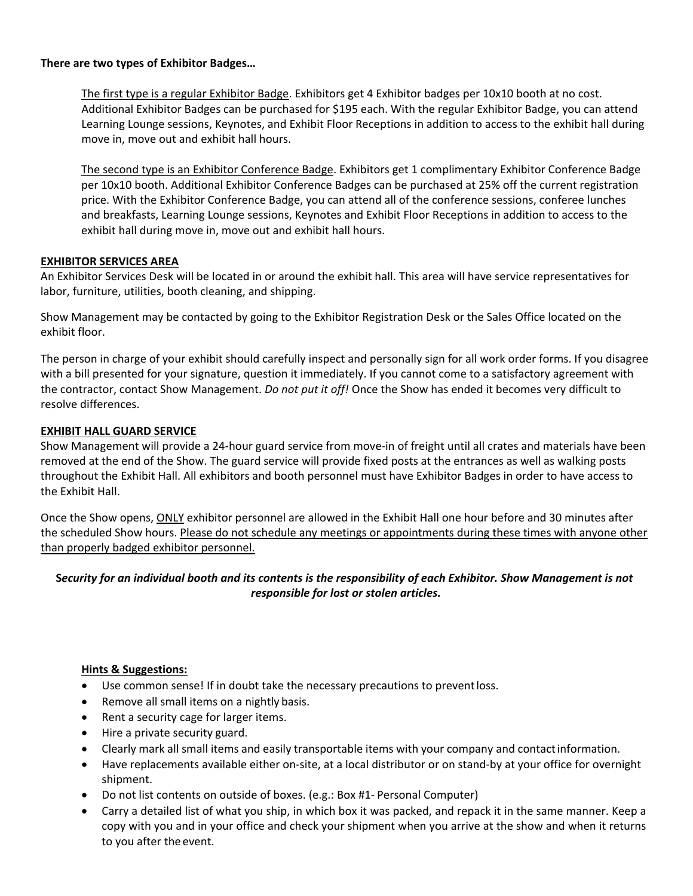**There are two types of Exhibitor Badges…**

<u>The first type is a regular Exhibitor Badge</u>. Exhibitors get 4 Exhibitor badges per 10x10 booth at no cost. Additional Exhibitor Badges can be purchased for $195 each. With the regular Exhibitor Badge, you can attend Learning Lounge sessions, Keynotes, and Exhibit Floor Receptions in addition to access to the exhibit hall during move in, move out and exhibit hall hours.

<u>The second type is an Exhibitor Conference Badge</u>. Exhibitors get 1 complimentary Exhibitor Conference Badge per 10x10 booth. Additional Exhibitor Conference Badges can be purchased at 25% off the current registration price. With the Exhibitor Conference Badge, you can attend all of the conference sessions, conferee lunches and breakfasts, Learning Lounge sessions, Keynotes and Exhibit Floor Receptions in addition to access to the exhibit hall during move in, move out and exhibit hall hours.

## EXHIBITOR SERVICES AREA

An Exhibitor Services Desk will be located in or around the exhibit hall. This area will have service representatives for labor, furniture, utilities, booth cleaning, and shipping.

Show Management may be contacted by going to the Exhibitor Registration Desk or the Sales Office located on the exhibit floor.

The person in charge of your exhibit should carefully inspect and personally sign for all work order forms. If you disagree with a bill presented for your signature, question it immediately. If you cannot come to a satisfactory agreement with the contractor, contact Show Management. *Do not put it off!* Once the Show has ended it becomes very difficult to resolve differences.

## EXHIBIT HALL GUARD SERVICE

Show Management will provide a 24-hour guard service from move-in of freight until all crates and materials have been removed at the end of the Show. The guard service will provide fixed posts at the entrances as well as walking posts throughout the Exhibit Hall. All exhibitors and booth personnel must have Exhibitor Badges in order to have access to the Exhibit Hall.

Once the Show opens, <u>ONLY</u> exhibitor personnel are allowed in the Exhibit Hall one hour before and 30 minutes after the scheduled Show hours. <u>Please do not schedule any meetings or appointments during these times with anyone other than properly badged exhibitor personnel.</u>

***Security for an individual booth and its contents is the responsibility of each Exhibitor. Show Management is not responsible for lost or stolen articles.***

**<u>Hints & Suggestions:</u>**

- Use common sense! If in doubt take the necessary precautions to prevent loss.
- Remove all small items on a nightly basis.
- Rent a security cage for larger items.
- Hire a private security guard.
- Clearly mark all small items and easily transportable items with your company and contact information.
- Have replacements available either on-site, at a local distributor or on stand-by at your office for overnight shipment.
- Do not list contents on outside of boxes. (e.g.: Box #1- Personal Computer)
- Carry a detailed list of what you ship, in which box it was packed, and repack it in the same manner. Keep a copy with you and in your office and check your shipment when you arrive at the show and when it returns to you after the event.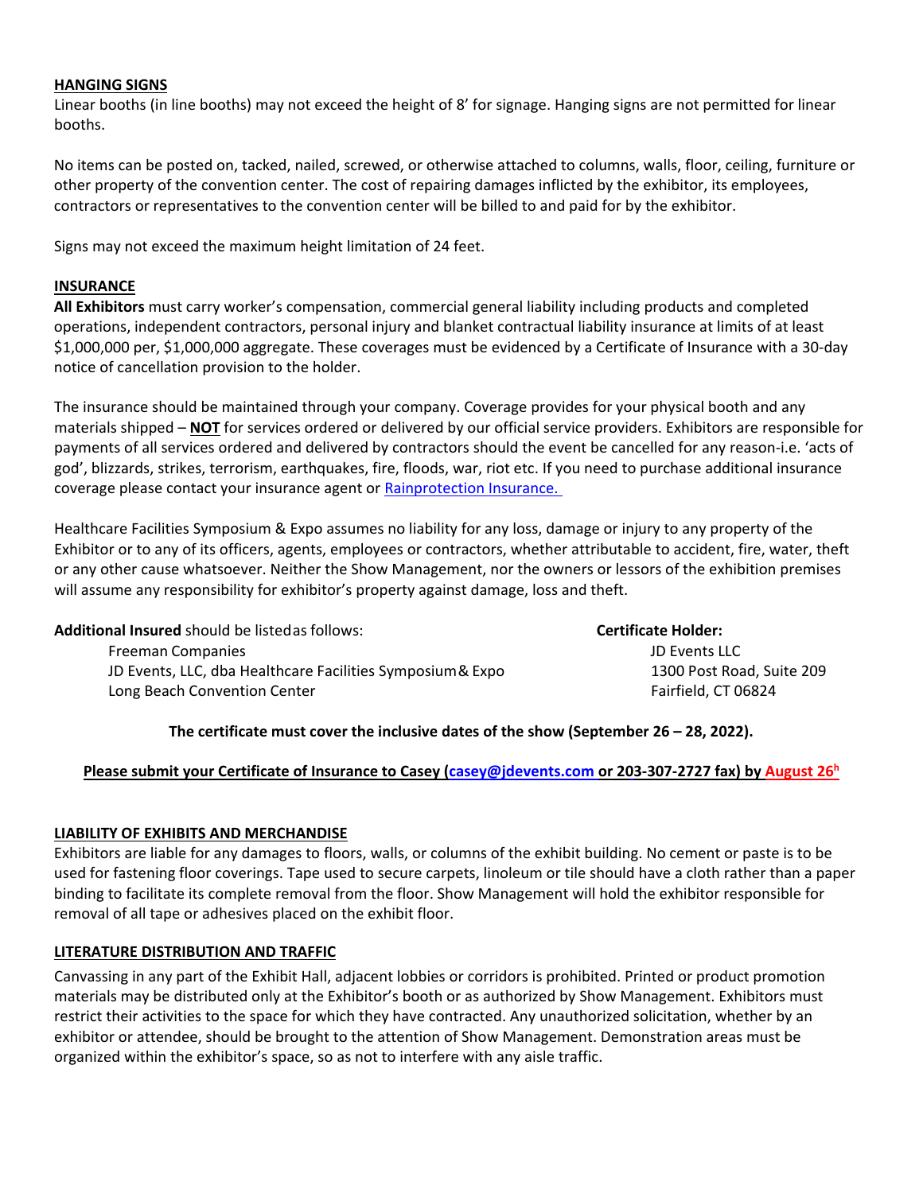## HANGING SIGNS

Linear booths (in line booths) may not exceed the height of 8' for signage. Hanging signs are not permitted for linear booths.

No items can be posted on, tacked, nailed, screwed, or otherwise attached to columns, walls, floor, ceiling, furniture or other property of the convention center. The cost of repairing damages inflicted by the exhibitor, its employees, contractors or representatives to the convention center will be billed to and paid for by the exhibitor.

Signs may not exceed the maximum height limitation of 24 feet.

## INSURANCE

**All Exhibitors** must carry worker's compensation, commercial general liability including products and completed operations, independent contractors, personal injury and blanket contractual liability insurance at limits of at least $1,000,000 per, $1,000,000 aggregate. These coverages must be evidenced by a Certificate of Insurance with a 30-day notice of cancellation provision to the holder.

The insurance should be maintained through your company. Coverage provides for your physical booth and any materials shipped – **NOT** for services ordered or delivered by our official service providers. Exhibitors are responsible for payments of all services ordered and delivered by contractors should the event be cancelled for any reason-i.e. 'acts of god', blizzards, strikes, terrorism, earthquakes, fire, floods, war, riot etc. If you need to purchase additional insurance coverage please contact your insurance agent or Rainprotection Insurance.

Healthcare Facilities Symposium & Expo assumes no liability for any loss, damage or injury to any property of the Exhibitor or to any of its officers, agents, employees or contractors, whether attributable to accident, fire, water, theft or any other cause whatsoever. Neither the Show Management, nor the owners or lessors of the exhibition premises will assume any responsibility for exhibitor's property against damage, loss and theft.

**Additional Insured** should be listed as follows:

Freeman Companies
JD Events, LLC, dba Healthcare Facilities Symposium & Expo
Long Beach Convention Center

**Certificate Holder:**

JD Events LLC
1300 Post Road, Suite 209
Fairfield, CT 06824

**The certificate must cover the inclusive dates of the show (September 26 – 28, 2022).**

**Please submit your Certificate of Insurance to Casey (casey@jdevents.com or 203-307-2727 fax) by August 26h**

## LIABILITY OF EXHIBITS AND MERCHANDISE

Exhibitors are liable for any damages to floors, walls, or columns of the exhibit building. No cement or paste is to be used for fastening floor coverings. Tape used to secure carpets, linoleum or tile should have a cloth rather than a paper binding to facilitate its complete removal from the floor. Show Management will hold the exhibitor responsible for removal of all tape or adhesives placed on the exhibit floor.

## LITERATURE DISTRIBUTION AND TRAFFIC

Canvassing in any part of the Exhibit Hall, adjacent lobbies or corridors is prohibited. Printed or product promotion materials may be distributed only at the Exhibitor's booth or as authorized by Show Management. Exhibitors must restrict their activities to the space for which they have contracted. Any unauthorized solicitation, whether by an exhibitor or attendee, should be brought to the attention of Show Management. Demonstration areas must be organized within the exhibitor's space, so as not to interfere with any aisle traffic.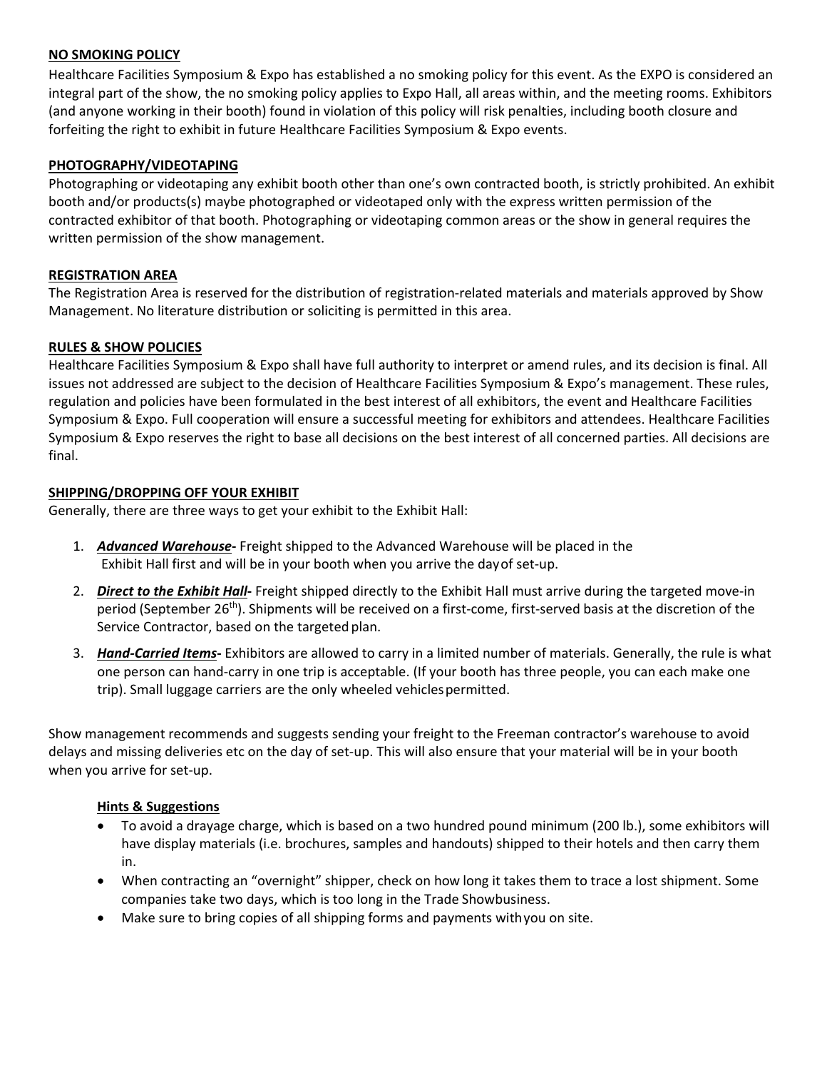## NO SMOKING POLICY

Healthcare Facilities Symposium & Expo has established a no smoking policy for this event. As the EXPO is considered an integral part of the show, the no smoking policy applies to Expo Hall, all areas within, and the meeting rooms. Exhibitors (and anyone working in their booth) found in violation of this policy will risk penalties, including booth closure and forfeiting the right to exhibit in future Healthcare Facilities Symposium & Expo events.

## PHOTOGRAPHY/VIDEOTAPING

Photographing or videotaping any exhibit booth other than one's own contracted booth, is strictly prohibited. An exhibit booth and/or products(s) maybe photographed or videotaped only with the express written permission of the contracted exhibitor of that booth. Photographing or videotaping common areas or the show in general requires the written permission of the show management.

## REGISTRATION AREA

The Registration Area is reserved for the distribution of registration-related materials and materials approved by Show Management. No literature distribution or soliciting is permitted in this area.

## RULES & SHOW POLICIES

Healthcare Facilities Symposium & Expo shall have full authority to interpret or amend rules, and its decision is final. All issues not addressed are subject to the decision of Healthcare Facilities Symposium & Expo's management. These rules, regulation and policies have been formulated in the best interest of all exhibitors, the event and Healthcare Facilities Symposium & Expo. Full cooperation will ensure a successful meeting for exhibitors and attendees. Healthcare Facilities Symposium & Expo reserves the right to base all decisions on the best interest of all concerned parties. All decisions are final.

## SHIPPING/DROPPING OFF YOUR EXHIBIT

Generally, there are three ways to get your exhibit to the Exhibit Hall:

1. ***Advanced Warehouse-*** Freight shipped to the Advanced Warehouse will be placed in the Exhibit Hall first and will be in your booth when you arrive the day of set-up.
2. ***Direct to the Exhibit Hall-*** Freight shipped directly to the Exhibit Hall must arrive during the targeted move-in period (September 26th). Shipments will be received on a first-come, first-served basis at the discretion of the Service Contractor, based on the targeted plan.
3. ***Hand-Carried Items-*** Exhibitors are allowed to carry in a limited number of materials. Generally, the rule is what one person can hand-carry in one trip is acceptable. (If your booth has three people, you can each make one trip). Small luggage carriers are the only wheeled vehicles permitted.

Show management recommends and suggests sending your freight to the Freeman contractor's warehouse to avoid delays and missing deliveries etc on the day of set-up. This will also ensure that your material will be in your booth when you arrive for set-up.

### Hints & Suggestions

- To avoid a drayage charge, which is based on a two hundred pound minimum (200 lb.), some exhibitors will have display materials (i.e. brochures, samples and handouts) shipped to their hotels and then carry them in.
- When contracting an "overnight" shipper, check on how long it takes them to trace a lost shipment. Some companies take two days, which is too long in the Trade Showbusiness.
- Make sure to bring copies of all shipping forms and payments with you on site.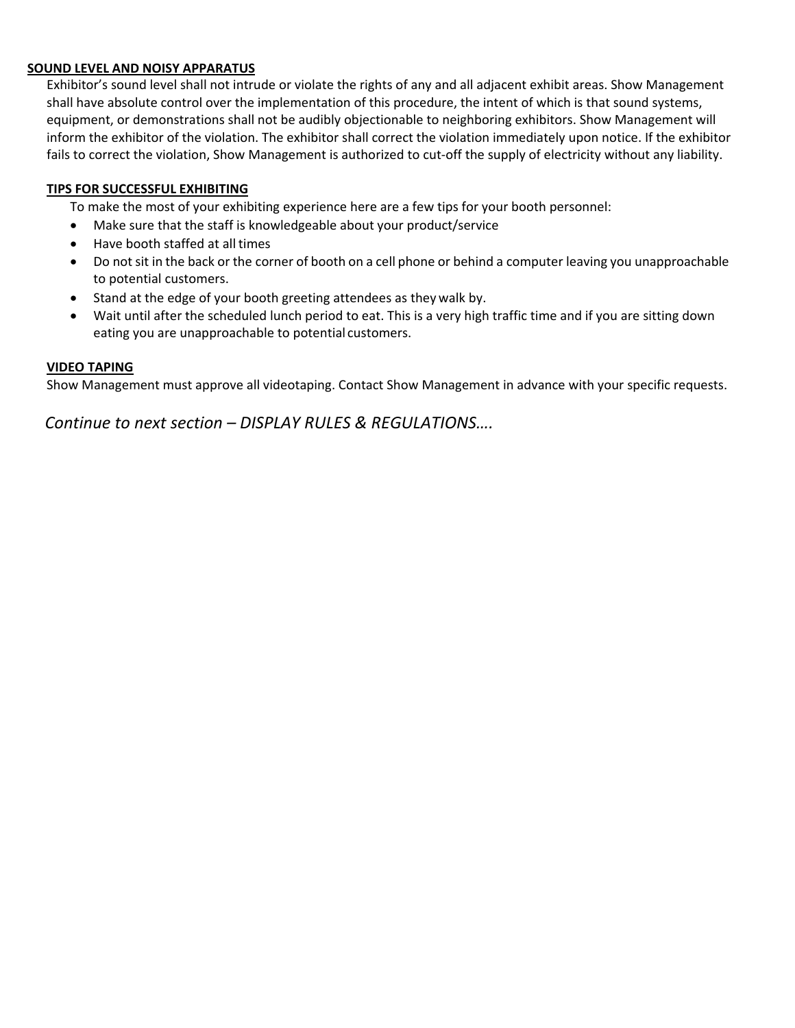**SOUND LEVEL AND NOISY APPARATUS**

Exhibitor's sound level shall not intrude or violate the rights of any and all adjacent exhibit areas. Show Management shall have absolute control over the implementation of this procedure, the intent of which is that sound systems, equipment, or demonstrations shall not be audibly objectionable to neighboring exhibitors. Show Management will inform the exhibitor of the violation. The exhibitor shall correct the violation immediately upon notice. If the exhibitor fails to correct the violation, Show Management is authorized to cut-off the supply of electricity without any liability.

**TIPS FOR SUCCESSFUL EXHIBITING**

To make the most of your exhibiting experience here are a few tips for your booth personnel:

- Make sure that the staff is knowledgeable about your product/service
- Have booth staffed at all times
- Do not sit in the back or the corner of booth on a cell phone or behind a computer leaving you unapproachable to potential customers.
- Stand at the edge of your booth greeting attendees as they walk by.
- Wait until after the scheduled lunch period to eat. This is a very high traffic time and if you are sitting down eating you are unapproachable to potential customers.

**VIDEO TAPING**

Show Management must approve all videotaping. Contact Show Management in advance with your specific requests.

*Continue to next section – DISPLAY RULES & REGULATIONS….*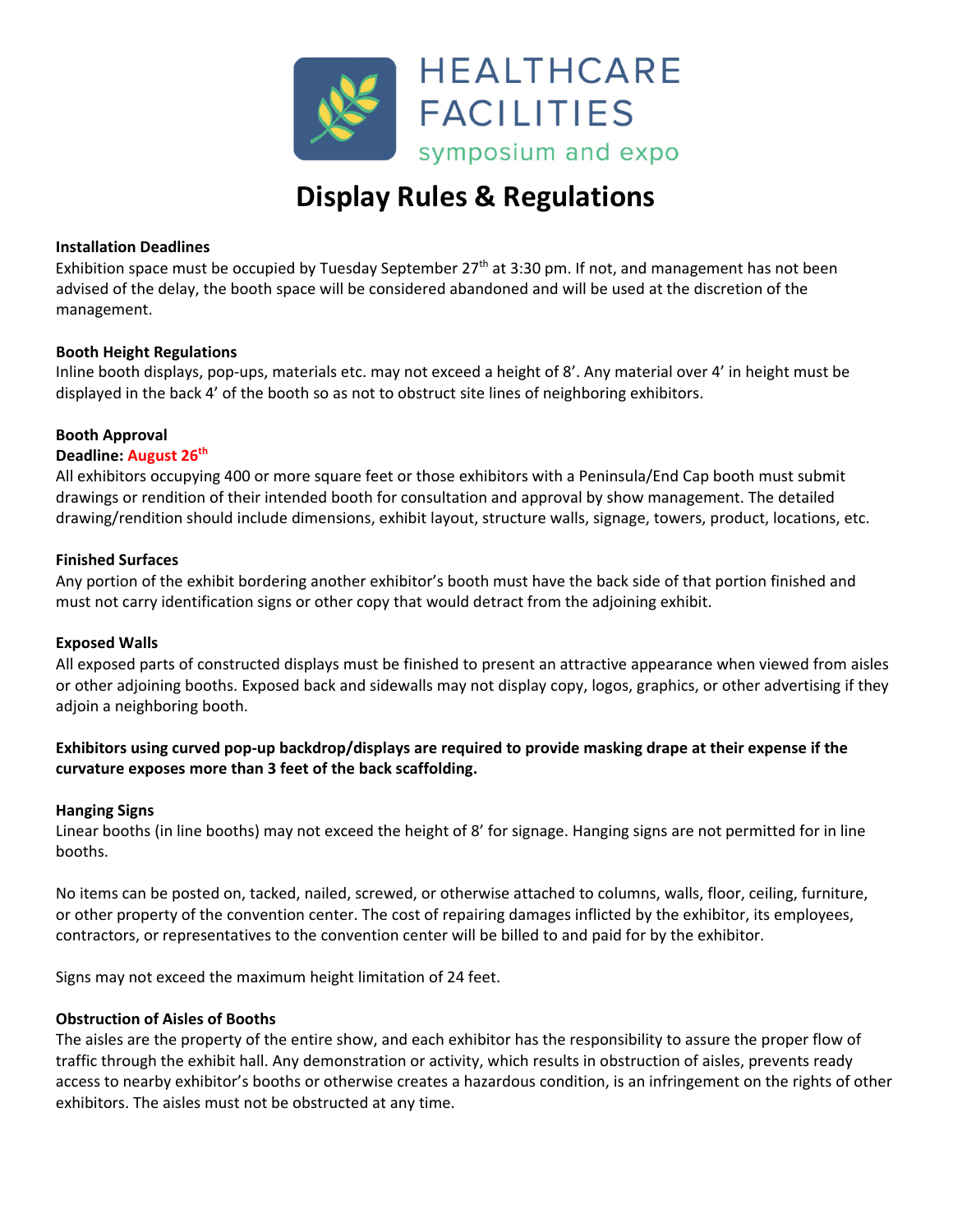HEALTHCARE FACILITIES symposium and expo

# Display Rules & Regulations

**Installation Deadlines**
Exhibition space must be occupied by Tuesday September 27th at 3:30 pm. If not, and management has not been advised of the delay, the booth space will be considered abandoned and will be used at the discretion of the management.

**Booth Height Regulations**
Inline booth displays, pop-ups, materials etc. may not exceed a height of 8'. Any material over 4' in height must be displayed in the back 4' of the booth so as not to obstruct site lines of neighboring exhibitors.

**Booth Approval**
**Deadline: August 26th**
All exhibitors occupying 400 or more square feet or those exhibitors with a Peninsula/End Cap booth must submit drawings or rendition of their intended booth for consultation and approval by show management. The detailed drawing/rendition should include dimensions, exhibit layout, structure walls, signage, towers, product, locations, etc.

**Finished Surfaces**
Any portion of the exhibit bordering another exhibitor's booth must have the back side of that portion finished and must not carry identification signs or other copy that would detract from the adjoining exhibit.

**Exposed Walls**
All exposed parts of constructed displays must be finished to present an attractive appearance when viewed from aisles or other adjoining booths. Exposed back and sidewalls may not display copy, logos, graphics, or other advertising if they adjoin a neighboring booth.

**Exhibitors using curved pop-up backdrop/displays are required to provide masking drape at their expense if the curvature exposes more than 3 feet of the back scaffolding.**

**Hanging Signs**
Linear booths (in line booths) may not exceed the height of 8' for signage. Hanging signs are not permitted for in line booths.

No items can be posted on, tacked, nailed, screwed, or otherwise attached to columns, walls, floor, ceiling, furniture, or other property of the convention center. The cost of repairing damages inflicted by the exhibitor, its employees, contractors, or representatives to the convention center will be billed to and paid for by the exhibitor.

Signs may not exceed the maximum height limitation of 24 feet.

**Obstruction of Aisles of Booths**
The aisles are the property of the entire show, and each exhibitor has the responsibility to assure the proper flow of traffic through the exhibit hall. Any demonstration or activity, which results in obstruction of aisles, prevents ready access to nearby exhibitor's booths or otherwise creates a hazardous condition, is an infringement on the rights of other exhibitors. The aisles must not be obstructed at any time.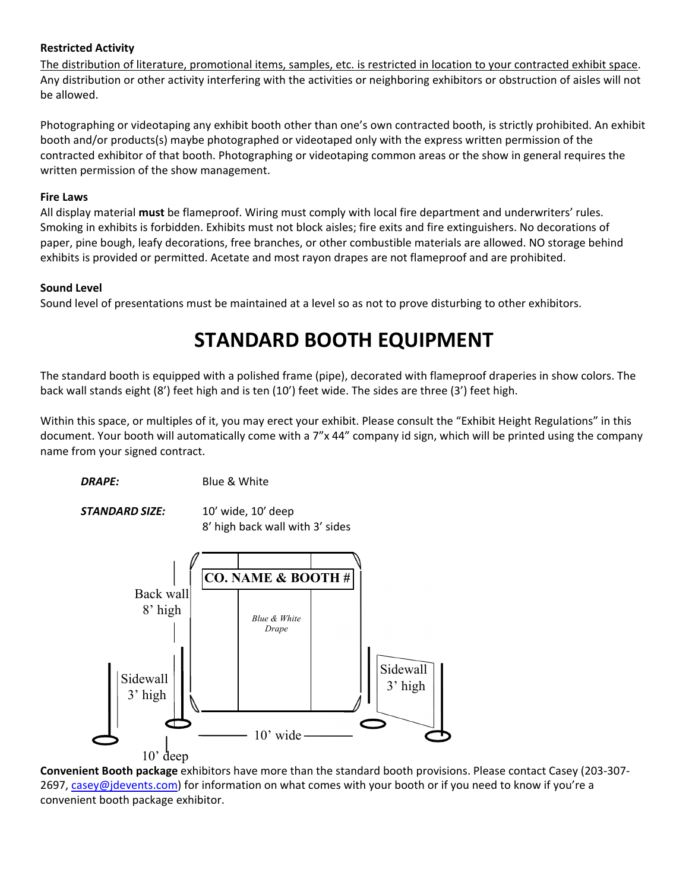**Restricted Activity**

The distribution of literature, promotional items, samples, etc. is restricted in location to your contracted exhibit space. Any distribution or other activity interfering with the activities or neighboring exhibitors or obstruction of aisles will not be allowed.

Photographing or videotaping any exhibit booth other than one's own contracted booth, is strictly prohibited. An exhibit booth and/or products(s) maybe photographed or videotaped only with the express written permission of the contracted exhibitor of that booth. Photographing or videotaping common areas or the show in general requires the written permission of the show management.

**Fire Laws**

All display material **must** be flameproof. Wiring must comply with local fire department and underwriters' rules. Smoking in exhibits is forbidden. Exhibits must not block aisles; fire exits and fire extinguishers. No decorations of paper, pine bough, leafy decorations, free branches, or other combustible materials are allowed. NO storage behind exhibits is provided or permitted. Acetate and most rayon drapes are not flameproof and are prohibited.

**Sound Level**

Sound level of presentations must be maintained at a level so as not to prove disturbing to other exhibitors.

# STANDARD BOOTH EQUIPMENT

The standard booth is equipped with a polished frame (pipe), decorated with flameproof draperies in show colors. The back wall stands eight (8') feet high and is ten (10') feet wide. The sides are three (3') feet high.

Within this space, or multiples of it, you may erect your exhibit. Please consult the "Exhibit Height Regulations" in this document. Your booth will automatically come with a 7"x 44" company id sign, which will be printed using the company name from your signed contract.

***DRAPE:*** Blue & White

***STANDARD SIZE:*** 10' wide, 10' deep
8' high back wall with 3' sides

CO. NAME & BOOTH #

Back wall 8' high

*Blue & White Drape*

Sidewall 3' high

Sidewall 3' high

10' wide

10' deep

**Convenient Booth package** exhibitors have more than the standard booth provisions. Please contact Casey (203-307-2697, casey@jdevents.com) for information on what comes with your booth or if you need to know if you're a convenient booth package exhibitor.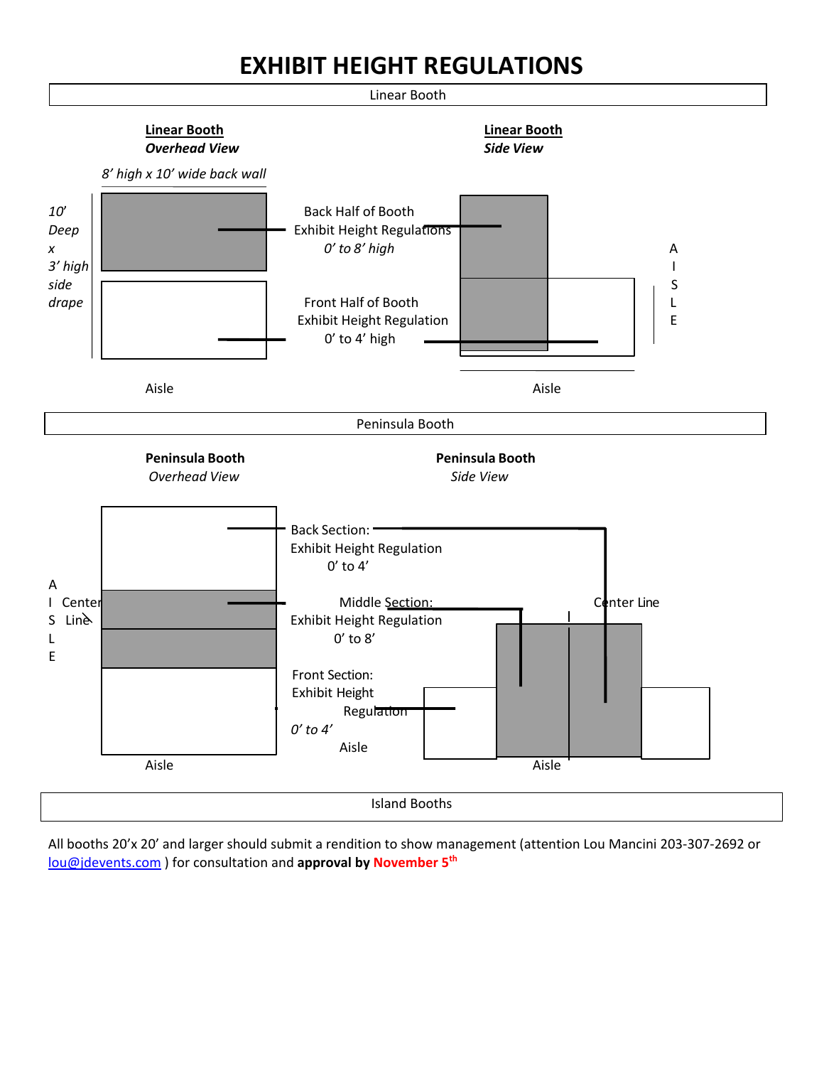# EXHIBIT HEIGHT REGULATIONS

## Linear Booth

**Linear Booth**
***Overhead View***

*8' high x 10' wide back wall*

*10' Deep x 3' high side drape*

Back Half of Booth
Exhibit Height Regulations
*0' to 8' high*

Front Half of Booth
Exhibit Height Regulation
0' to 4' high

Aisle

**Linear Booth**
***Side View***

AISLE

Aisle

## Peninsula Booth

**Peninsula Booth**
*Overhead View*

AISLE

Center Line

Back Section:
Exhibit Height Regulation
0' to 4'

Middle Section:
Exhibit Height Regulation
0' to 8'

Front Section:
Exhibit Height
Regulation
*0' to 4'*

Aisle

Aisle

**Peninsula Booth**
*Side View*

Center Line

Aisle

## Island Booths

All booths 20'x 20' and larger should submit a rendition to show management (attention Lou Mancini 203-307-2692 or lou@jdevents.com ) for consultation and **approval by November 5th**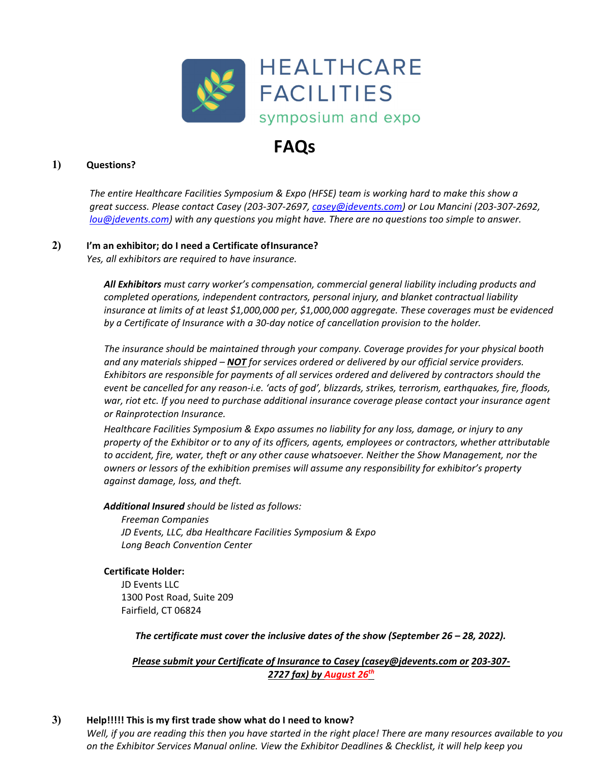HEALTHCARE FACILITIES

symposium and expo

# FAQs

**1) Questions?**

*The entire Healthcare Facilities Symposium & Expo (HFSE) team is working hard to make this show a great success. Please contact Casey (203-307-2697, casey@jdevents.com) or Lou Mancini (203-307-2692, lou@jdevents.com) with any questions you might have. There are no questions too simple to answer.*

**2) I'm an exhibitor; do I need a Certificate of Insurance?**

*Yes, all exhibitors are required to have insurance.*

***All Exhibitors** must carry worker's compensation, commercial general liability including products and completed operations, independent contractors, personal injury, and blanket contractual liability insurance at limits of at least $1,000,000 per, $1,000,000 aggregate. These coverages must be evidenced by a Certificate of Insurance with a 30-day notice of cancellation provision to the holder.*

*The insurance should be maintained through your company. Coverage provides for your physical booth and any materials shipped – **NOT** for services ordered or delivered by our official service providers. Exhibitors are responsible for payments of all services ordered and delivered by contractors should the event be cancelled for any reason-i.e. 'acts of god', blizzards, strikes, terrorism, earthquakes, fire, floods, war, riot etc. If you need to purchase additional insurance coverage please contact your insurance agent or Rainprotection Insurance.*

*Healthcare Facilities Symposium & Expo assumes no liability for any loss, damage, or injury to any property of the Exhibitor or to any of its officers, agents, employees or contractors, whether attributable to accident, fire, water, theft or any other cause whatsoever. Neither the Show Management, nor the owners or lessors of the exhibition premises will assume any responsibility for exhibitor's property against damage, loss, and theft.*

***Additional Insured** should be listed as follows:*

*Freeman Companies*
*JD Events, LLC, dba Healthcare Facilities Symposium & Expo*
*Long Beach Convention Center*

**Certificate Holder:**

JD Events LLC
1300 Post Road, Suite 209
Fairfield, CT 06824

***The certificate must cover the inclusive dates of the show (September 26 – 28, 2022).***

***Please submit your Certificate of Insurance to Casey (casey@jdevents.com or 203-307-2727 fax) by August 26th***

**3) Help!!!!! This is my first trade show what do I need to know?**

*Well, if you are reading this then you have started in the right place! There are many resources available to you on the Exhibitor Services Manual online. View the Exhibitor Deadlines & Checklist, it will help keep you*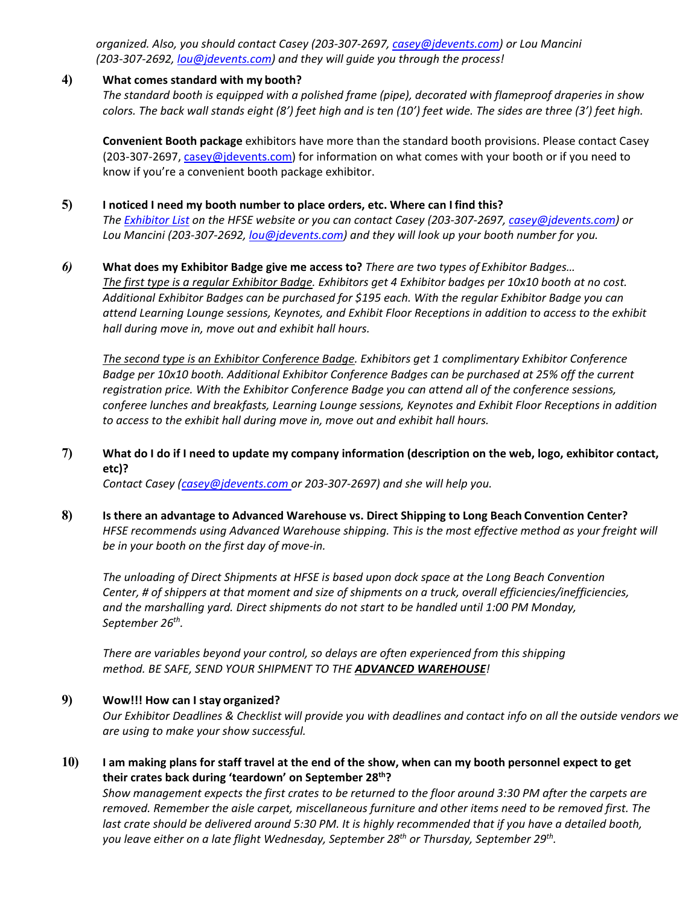*organized. Also, you should contact Casey (203-307-2697, casey@jdevents.com) or Lou Mancini (203-307-2692, lou@jdevents.com) and they will guide you through the process!*

**4) What comes standard with my booth?**

*The standard booth is equipped with a polished frame (pipe), decorated with flameproof draperies in show colors. The back wall stands eight (8') feet high and is ten (10') feet wide. The sides are three (3') feet high.*

**Convenient Booth package** exhibitors have more than the standard booth provisions. Please contact Casey (203-307-2697, casey@jdevents.com) for information on what comes with your booth or if you need to know if you're a convenient booth package exhibitor.

**5) I noticed I need my booth number to place orders, etc. Where can I find this?**

*The Exhibitor List on the HFSE website or you can contact Casey (203-307-2697, casey@jdevents.com) or Lou Mancini (203-307-2692, lou@jdevents.com) and they will look up your booth number for you.*

**6) What does my Exhibitor Badge give me access to?** *There are two types of Exhibitor Badges…*

*The first type is a regular Exhibitor Badge. Exhibitors get 4 Exhibitor badges per 10x10 booth at no cost. Additional Exhibitor Badges can be purchased for $195 each. With the regular Exhibitor Badge you can attend Learning Lounge sessions, Keynotes, and Exhibit Floor Receptions in addition to access to the exhibit hall during move in, move out and exhibit hall hours.*

*The second type is an Exhibitor Conference Badge. Exhibitors get 1 complimentary Exhibitor Conference Badge per 10x10 booth. Additional Exhibitor Conference Badges can be purchased at 25% off the current registration price. With the Exhibitor Conference Badge you can attend all of the conference sessions, conferee lunches and breakfasts, Learning Lounge sessions, Keynotes and Exhibit Floor Receptions in addition to access to the exhibit hall during move in, move out and exhibit hall hours.*

**7) What do I do if I need to update my company information (description on the web, logo, exhibitor contact, etc)?**

*Contact Casey (casey@jdevents.com or 203-307-2697) and she will help you.*

**8) Is there an advantage to Advanced Warehouse vs. Direct Shipping to Long Beach Convention Center?**

*HFSE recommends using Advanced Warehouse shipping. This is the most effective method as your freight will be in your booth on the first day of move-in.*

*The unloading of Direct Shipments at HFSE is based upon dock space at the Long Beach Convention Center, # of shippers at that moment and size of shipments on a truck, overall efficiencies/inefficiencies, and the marshalling yard. Direct shipments do not start to be handled until 1:00 PM Monday, September 26th.*

*There are variables beyond your control, so delays are often experienced from this shipping method. BE SAFE, SEND YOUR SHIPMENT TO THE **ADVANCED WAREHOUSE**!*

**9) Wow!!! How can I stay organized?**

*Our Exhibitor Deadlines & Checklist will provide you with deadlines and contact info on all the outside vendors we are using to make your show successful.*

**10) I am making plans for staff travel at the end of the show, when can my booth personnel expect to get their crates back during 'teardown' on September 28th?**

*Show management expects the first crates to be returned to the floor around 3:30 PM after the carpets are removed. Remember the aisle carpet, miscellaneous furniture and other items need to be removed first. The last crate should be delivered around 5:30 PM. It is highly recommended that if you have a detailed booth, you leave either on a late flight Wednesday, September 28th or Thursday, September 29th.*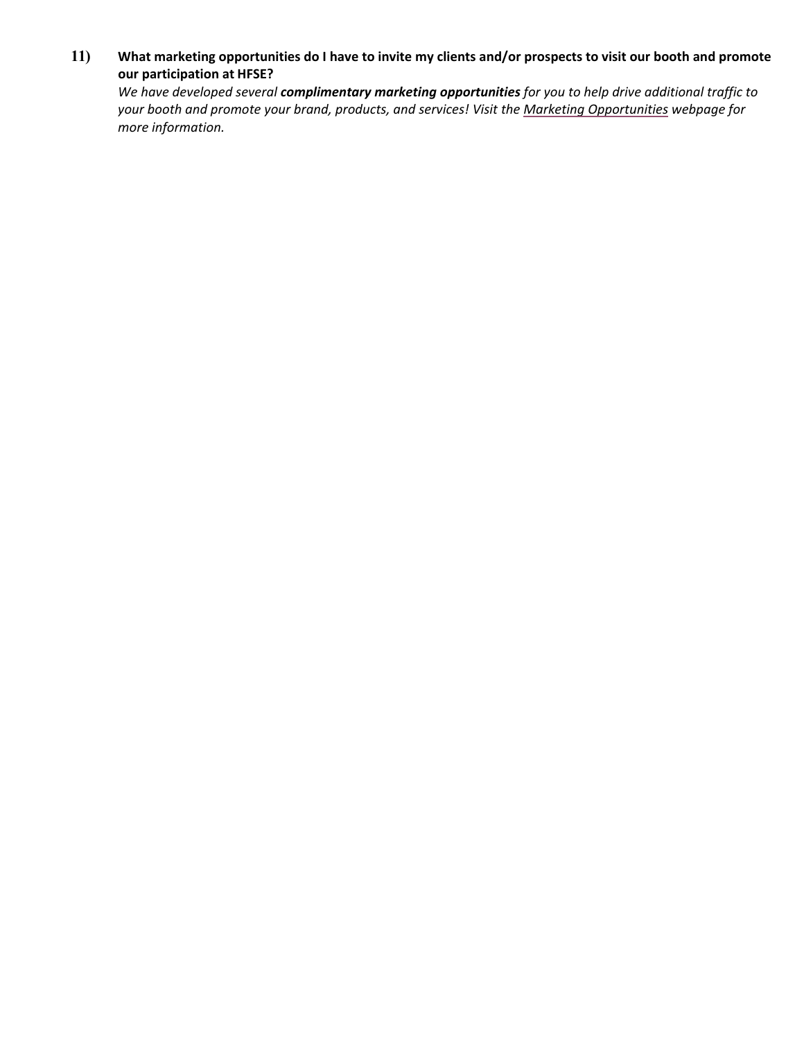**11) What marketing opportunities do I have to invite my clients and/or prospects to visit our booth and promote our participation at HFSE?**

*We have developed several* ***complimentary marketing opportunities*** *for you to help drive additional traffic to your booth and promote your brand, products, and services! Visit the* *Marketing Opportunities* *webpage for more information.*